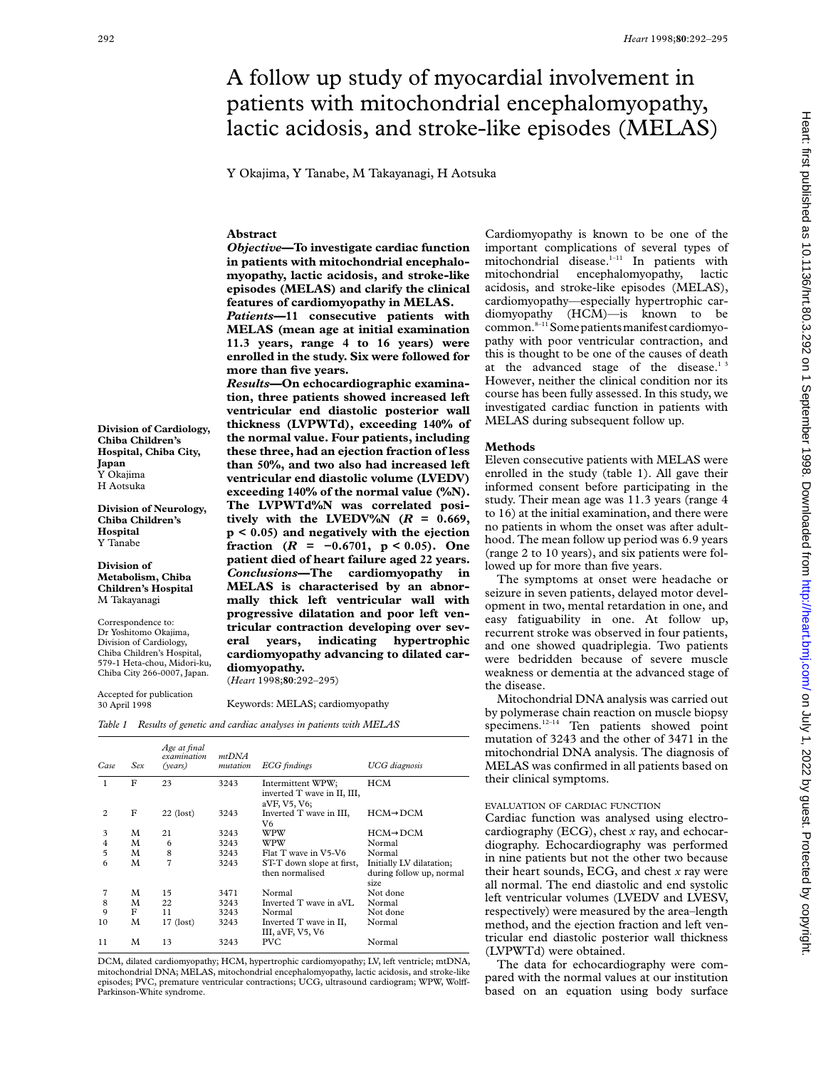# A follow up study of myocardial involvement in patients with mitochondrial encephalomyopathy, lactic acidosis, and stroke-like episodes (MELAS)

Y Okajima, Y Tanabe, M Takayanagi, H Aotsuka

**Division of Cardiology, Chiba Children's Hospital, Chiba City, Japan**
Y Okajima
H Aotsuka

**Division of Neurology, Chiba Children's Hospital**
Y Tanabe

**Division of Metabolism, Chiba Children's Hospital**
M Takayanagi

Correspondence to: Dr Yoshitomo Okajima, Division of Cardiology, Chiba Children's Hospital, 579-1 Heta-chou, Midori-ku, Chiba City 266-0007, Japan.

Accepted for publication 30 April 1998

## Abstract

***Objective*—To investigate cardiac function in patients with mitochondrial encephalomyopathy, lactic acidosis, and stroke-like episodes (MELAS) and clarify the clinical features of cardiomyopathy in MELAS.**

***Patients*—11 consecutive patients with MELAS (mean age at initial examination 11.3 years, range 4 to 16 years) were enrolled in the study. Six were followed for more than five years.**

***Results*—On echocardiographic examination, three patients showed increased left ventricular end diastolic posterior wall thickness (LVPWTd), exceeding 140% of the normal value. Four patients, including these three, had an ejection fraction of less than 50%, and two also had increased left ventricular end diastolic volume (LVEDV) exceeding 140% of the normal value (%N). The LVPWTd%N was correlated positively with the LVEDV%N ($R = 0.669$, $p < 0.05$) and negatively with the ejection fraction ($R = -0.6701$, $p < 0.05$). One patient died of heart failure aged 22 years.**

***Conclusions*—The cardiomyopathy in MELAS is characterised by an abnormally thick left ventricular wall with progressive dilatation and poor left ventricular contraction developing over several years, indicating hypertrophic cardiomyopathy advancing to dilated cardiomyopathy.**

(*Heart* 1998;**80**:292–295)

Keywords: MELAS; cardiomyopathy

*Table 1 Results of genetic and cardiac analyses in patients with MELAS*

| Case | Sex | Age at final examination (years) | mtDNA mutation | ECG findings | UCG diagnosis |
|---|---|---|---|---|---|
| 1 | F | 23 | 3243 | Intermittent WPW; inverted T wave in II, III, aVF, V5, V6; | HCM |
| 2 | F | 22 (lost) | 3243 | Inverted T wave in III, V6 | HCM→DCM |
| 3 | M | 21 | 3243 | WPW | HCM→DCM |
| 4 | M | 6 | 3243 | WPW | Normal |
| 5 | M | 8 | 3243 | Flat T wave in V5-V6 | Normal |
| 6 | M | 7 | 3243 | ST-T down slope at first, then normalised | Initially LV dilatation; during follow up, normal size |
| 7 | M | 15 | 3471 | Normal | Not done |
| 8 | M | 22 | 3243 | Inverted T wave in aVL | Normal |
| 9 | F | 11 | 3243 | Normal | Not done |
| 10 | M | 17 (lost) | 3243 | Inverted T wave in II, III, aVF, V5, V6 | Normal |
| 11 | M | 13 | 3243 | PVC | Normal |

DCM, dilated cardiomyopathy; HCM, hypertrophic cardiomyopathy; LV, left ventricle; mtDNA, mitochondrial DNA; MELAS, mitochondrial encephalomyopathy, lactic acidosis, and stroke-like episodes; PVC, premature ventricular contractions; UCG, ultrasound cardiogram; WPW, Wolff-Parkinson-White syndrome.

Cardiomyopathy is known to be one of the important complications of several types of mitochondrial disease.[1–11] In patients with mitochondrial encephalomyopathy, lactic acidosis, and stroke-like episodes (MELAS), cardiomyopathy—especially hypertrophic cardiomyopathy (HCM)—is known to be common.[8–11] Some patients manifest cardiomyopathy with poor ventricular contraction, and this is thought to be one of the causes of death at the advanced stage of the disease.[1 3] However, neither the clinical condition nor its course has been fully assessed. In this study, we investigated cardiac function in patients with MELAS during subsequent follow up.

## Methods

Eleven consecutive patients with MELAS were enrolled in the study (table 1). All gave their informed consent before participating in the study. Their mean age was 11.3 years (range 4 to 16) at the initial examination, and there were no patients in whom the onset was after adulthood. The mean follow up period was 6.9 years (range 2 to 10 years), and six patients were followed up for more than five years.

The symptoms at onset were headache or seizure in seven patients, delayed motor development in two, mental retardation in one, and easy fatiguability in one. At follow up, recurrent stroke was observed in four patients, and one showed quadriplegia. Two patients were bedridden because of severe muscle weakness or dementia at the advanced stage of the disease.

Mitochondrial DNA analysis was carried out by polymerase chain reaction on muscle biopsy specimens.[12–14] Ten patients showed point mutation of 3243 and the other of 3471 in the mitochondrial DNA analysis. The diagnosis of MELAS was confirmed in all patients based on their clinical symptoms.

### EVALUATION OF CARDIAC FUNCTION

Cardiac function was analysed using electrocardiography (ECG), chest *x* ray, and echocardiography. Echocardiography was performed in nine patients but not the other two because their heart sounds, ECG, and chest *x* ray were all normal. The end diastolic and end systolic left ventricular volumes (LVEDV and LVESV, respectively) were measured by the area–length method, and the ejection fraction and left ventricular end diastolic posterior wall thickness (LVPWTd) were obtained.

The data for echocardiography were compared with the normal values at our institution based on an equation using body surface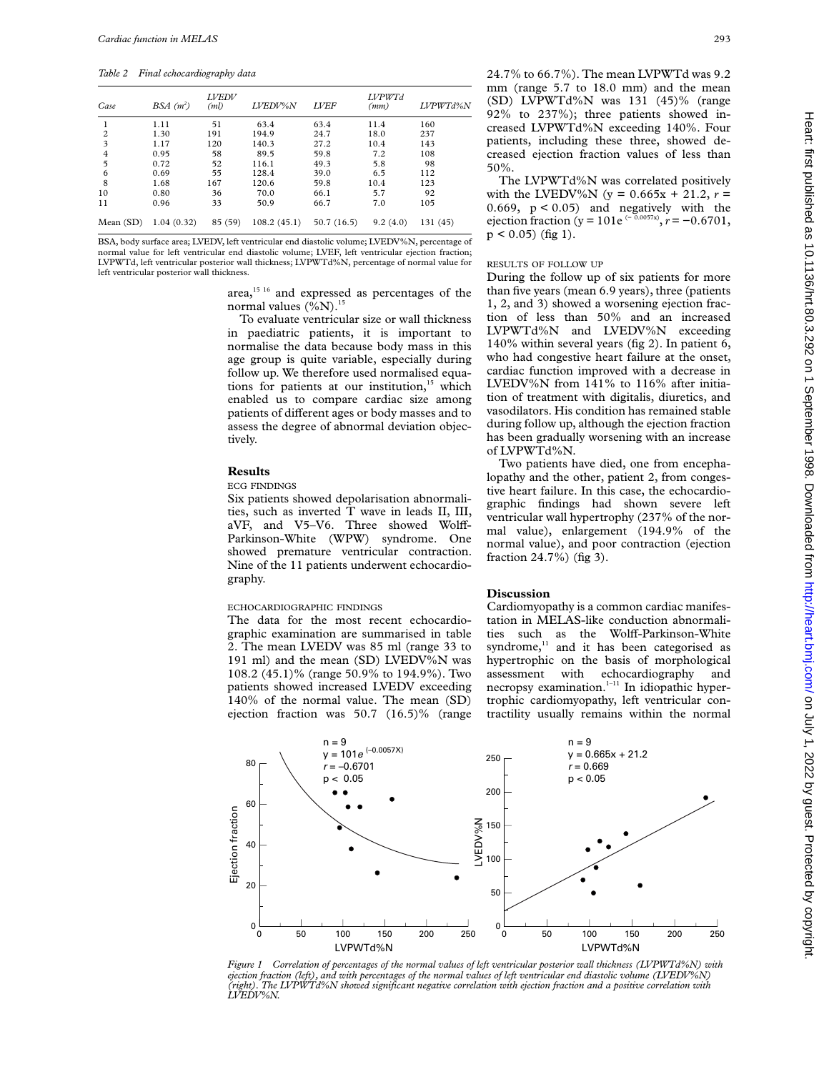*Table 2 Final echocardiography data*

| Case | BSA ($m^2$) | LVEDV (ml) | LVEDV%N | LVEF | LVPWTd (mm) | LVPWTd%N |
|---|---|---|---|---|---|---|
| 1 | 1.11 | 51 | 63.4 | 63.4 | 11.4 | 160 |
| 2 | 1.30 | 191 | 194.9 | 24.7 | 18.0 | 237 |
| 3 | 1.17 | 120 | 140.3 | 27.2 | 10.4 | 143 |
| 4 | 0.95 | 58 | 89.5 | 59.8 | 7.2 | 108 |
| 5 | 0.72 | 52 | 116.1 | 49.3 | 5.8 | 98 |
| 6 | 0.69 | 55 | 128.4 | 39.0 | 6.5 | 112 |
| 8 | 1.68 | 167 | 120.6 | 59.8 | 10.4 | 123 |
| 10 | 0.80 | 36 | 70.0 | 66.1 | 5.7 | 92 |
| 11 | 0.96 | 33 | 50.9 | 66.7 | 7.0 | 105 |
| Mean (SD) | 1.04 (0.32) | 85 (59) | 108.2 (45.1) | 50.7 (16.5) | 9.2 (4.0) | 131 (45) |

BSA, body surface area; LVEDV, left ventricular end diastolic volume; LVEDV%N, percentage of normal value for left ventricular end diastolic volume; LVEF, left ventricular ejection fraction; LVPWTd, left ventricular posterior wall thickness; LVPWTd%N, percentage of normal value for left ventricular posterior wall thickness.

area,[15 16] and expressed as percentages of the normal values (%N).[15]

To evaluate ventricular size or wall thickness in paediatric patients, it is important to normalise the data because body mass in this age group is quite variable, especially during follow up. We therefore used normalised equations for patients at our institution,[15] which enabled us to compare cardiac size among patients of different ages or body masses and to assess the degree of abnormal deviation objectively.

## Results

### ECG FINDINGS

Six patients showed depolarisation abnormalities, such as inverted T wave in leads II, III, aVF, and V5–V6. Three showed Wolff-Parkinson-White (WPW) syndrome. One showed premature ventricular contraction. Nine of the 11 patients underwent echocardiography.

### ECHOCARDIOGRAPHIC FINDINGS

The data for the most recent echocardiographic examination are summarised in table 2. The mean LVEDV was 85 ml (range 33 to 191 ml) and the mean (SD) LVEDV%N was 108.2 (45.1)% (range 50.9% to 194.9%). Two patients showed increased LVEDV exceeding 140% of the normal value. The mean (SD) ejection fraction was 50.7 (16.5)% (range 24.7% to 66.7%). The mean LVPWTd was 9.2 mm (range 5.7 to 18.0 mm) and the mean (SD) LVPWTd%N was 131 (45)% (range 92% to 237%); three patients showed increased LVPWTd%N exceeding 140%. Four patients, including these three, showed decreased ejection fraction values of less than 50%.

The LVPWTd%N was correlated positively with the LVEDV%N ($y = 0.665x + 21.2$, $r = 0.669$, $p < 0.05$) and negatively with the ejection fraction ($y = 101e^{(-0.0057x)}$, $r = -0.6701$, $p < 0.05$) (fig 1).

### RESULTS OF FOLLOW UP

During the follow up of six patients for more than five years (mean 6.9 years), three (patients 1, 2, and 3) showed a worsening ejection fraction of less than 50% and an increased LVPWTd%N and LVEDV%N exceeding 140% within several years (fig 2). In patient 6, who had congestive heart failure at the onset, cardiac function improved with a decrease in LVEDV%N from 141% to 116% after initiation of treatment with digitalis, diuretics, and vasodilators. His condition has remained stable during follow up, although the ejection fraction has been gradually worsening with an increase of LVPWTd%N.

Two patients have died, one from encephalopathy and the other, patient 2, from congestive heart failure. In this case, the echocardiographic findings had shown severe left ventricular wall hypertrophy (237% of the normal value), enlargement (194.9% of the normal value), and poor contraction (ejection fraction 24.7%) (fig 3).

## Discussion

Cardiomyopathy is a common cardiac manifestation in MELAS-like conduction abnormalities such as the Wolff-Parkinson-White syndrome,[11] and it has been categorised as hypertrophic on the basis of morphological assessment with echocardiography and necropsy examination.[1–11] In idiopathic hypertrophic cardiomyopathy, left ventricular contractility usually remains within the normal

*Figure 1 Correlation of percentages of the normal values of left ventricular posterior wall thickness (LVPWTd%N) with ejection fraction (left), and with percentages of the normal values of left ventricular end diastolic volume (LVEDV%N) (right). The LVPWTd%N showed significant negative correlation with ejection fraction and a positive correlation with LVEDV%N.*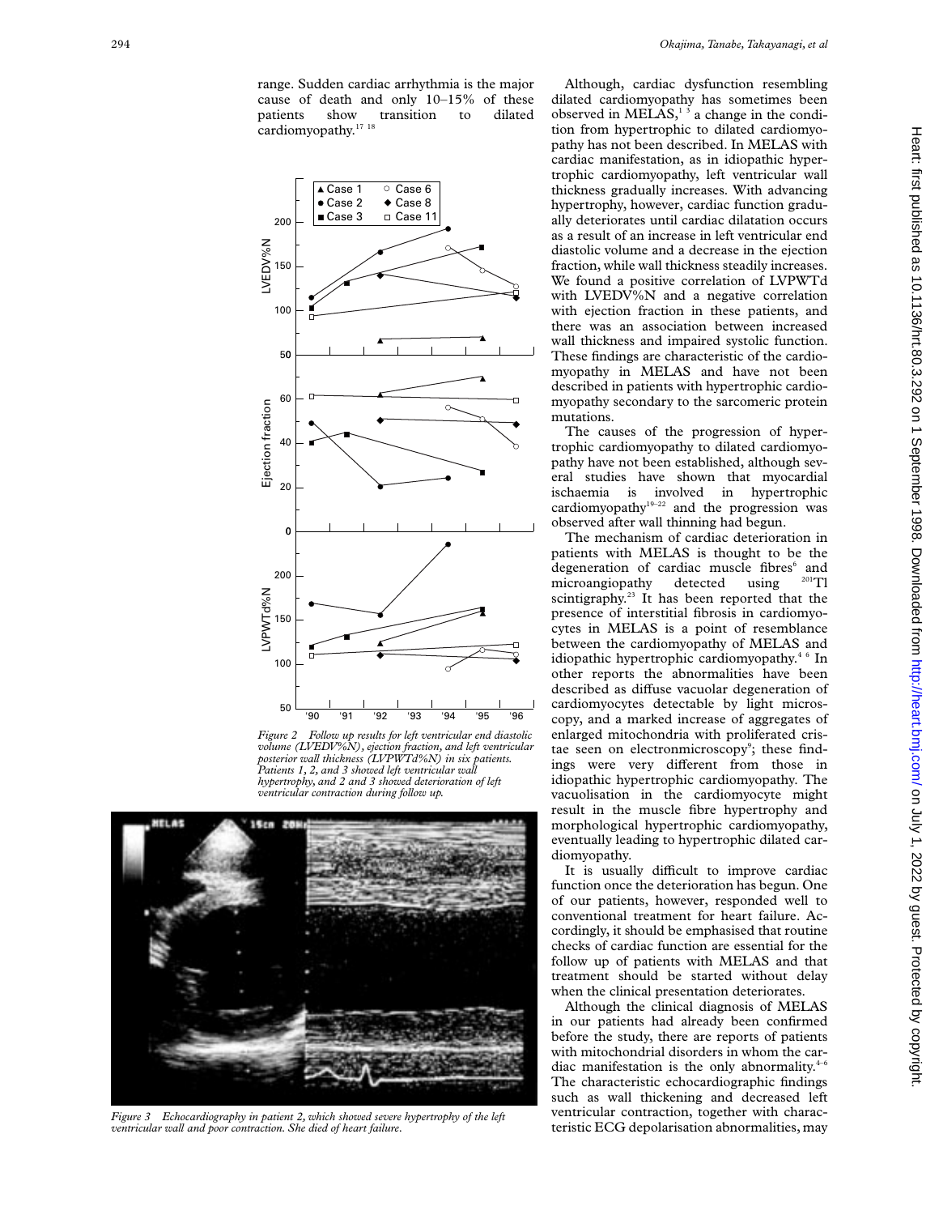range. Sudden cardiac arrhythmia is the major cause of death and only 10–15% of these patients show transition to dilated cardiomyopathy.[17 18]

*Figure 2 Follow up results for left ventricular end diastolic volume (LVEDV%N), ejection fraction, and left ventricular posterior wall thickness (LVPWTd%N) in six patients. Patients 1, 2, and 3 showed left ventricular wall hypertrophy, and 2 and 3 showed deterioration of left ventricular contraction during follow up.*

*Figure 3 Echocardiography in patient 2, which showed severe hypertrophy of the left ventricular wall and poor contraction. She died of heart failure.*

Although, cardiac dysfunction resembling dilated cardiomyopathy has sometimes been observed in MELAS,[1 3] a change in the condition from hypertrophic to dilated cardiomyopathy has not been described. In MELAS with cardiac manifestation, as in idiopathic hypertrophic cardiomyopathy, left ventricular wall thickness gradually increases. With advancing hypertrophy, however, cardiac function gradually deteriorates until cardiac dilatation occurs as a result of an increase in left ventricular end diastolic volume and a decrease in the ejection fraction, while wall thickness steadily increases. We found a positive correlation of LVPWTd with LVEDV%N and a negative correlation with ejection fraction in these patients, and there was an association between increased wall thickness and impaired systolic function. These findings are characteristic of the cardiomyopathy in MELAS and have not been described in patients with hypertrophic cardiomyopathy secondary to the sarcomeric protein mutations.

The causes of the progression of hypertrophic cardiomyopathy to dilated cardiomyopathy have not been established, although several studies have shown that myocardial ischaemia is involved in hypertrophic cardiomyopathy[19–22] and the progression was observed after wall thinning had begun.

The mechanism of cardiac deterioration in patients with MELAS is thought to be the degeneration of cardiac muscle fibres[6] and microangiopathy detected using $^{201}$Tl scintigraphy.[23] It has been reported that the presence of interstitial fibrosis in cardiomyocytes in MELAS is a point of resemblance between the cardiomyopathy of MELAS and idiopathic hypertrophic cardiomyopathy.[4 6] In other reports the abnormalities have been described as diffuse vacuolar degeneration of cardiomyocytes detectable by light microscopy, and a marked increase of aggregates of enlarged mitochondria with proliferated cristae seen on electronmicroscopy[9]; these findings were very different from those in idiopathic hypertrophic cardiomyopathy. The vacuolisation in the cardiomyocyte might result in the muscle fibre hypertrophy and morphological hypertrophic cardiomyopathy, eventually leading to hypertrophic dilated cardiomyopathy.

It is usually difficult to improve cardiac function once the deterioration has begun. One of our patients, however, responded well to conventional treatment for heart failure. Accordingly, it should be emphasised that routine checks of cardiac function are essential for the follow up of patients with MELAS and that treatment should be started without delay when the clinical presentation deteriorates.

Although the clinical diagnosis of MELAS in our patients had already been confirmed before the study, there are reports of patients with mitochondrial disorders in whom the cardiac manifestation is the only abnormality.[4–6] The characteristic echocardiographic findings such as wall thickening and decreased left ventricular contraction, together with characteristic ECG depolarisation abnormalities, may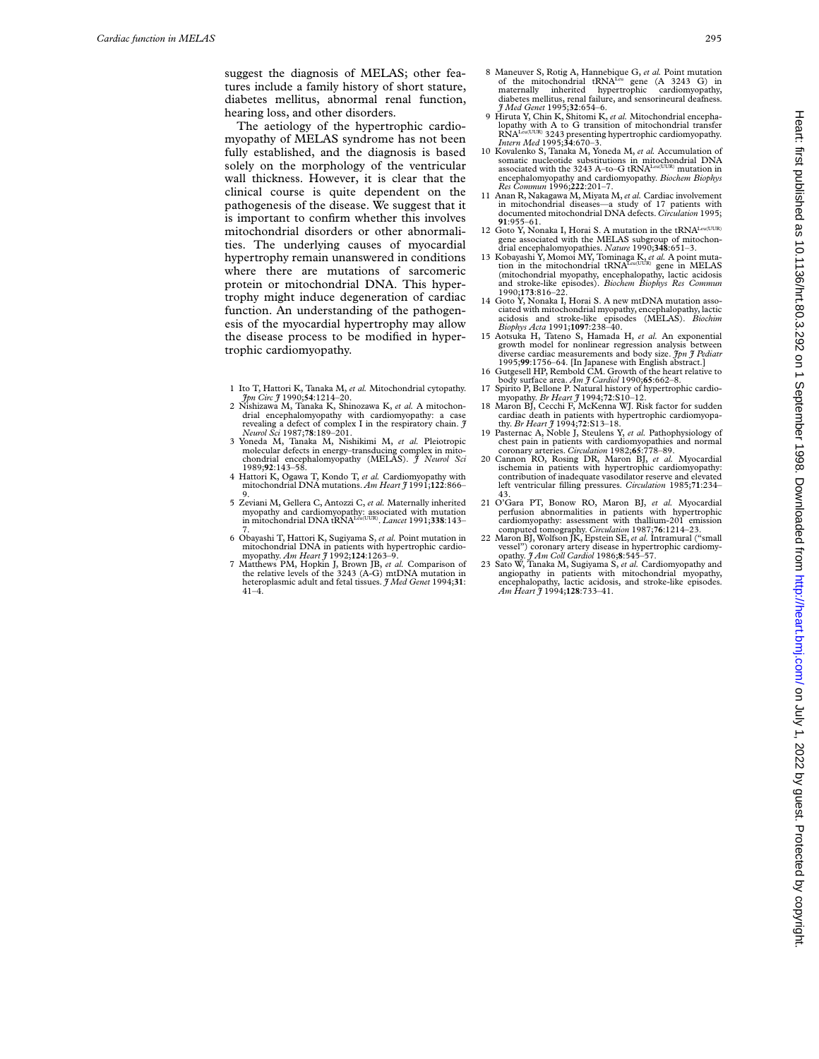suggest the diagnosis of MELAS; other features include a family history of short stature, diabetes mellitus, abnormal renal function, hearing loss, and other disorders.

The aetiology of the hypertrophic cardiomyopathy of MELAS syndrome has not been fully established, and the diagnosis is based solely on the morphology of the ventricular wall thickness. However, it is clear that the clinical course is quite dependent on the pathogenesis of the disease. We suggest that it is important to confirm whether this involves mitochondrial disorders or other abnormalities. The underlying causes of myocardial hypertrophy remain unanswered in conditions where there are mutations of sarcomeric protein or mitochondrial DNA. This hypertrophy might induce degeneration of cardiac function. An understanding of the pathogenesis of the myocardial hypertrophy may allow the disease process to be modified in hypertrophic cardiomyopathy.

1 Ito T, Hattori K, Tanaka M, *et al.* Mitochondrial cytopathy. *Jpn Circ J* 1990;**54**:1214–20.
2 Nishizawa M, Tanaka K, Shinozawa K, *et al.* A mitochondrial encephalomyopathy with cardiomyopathy: a case revealing a defect of complex I in the respiratory chain. *J Neurol Sci* 1987;**78**:189–201.
3 Yoneda M, Tanaka M, Nishikimi M, *et al.* Pleiotropic molecular defects in energy–transducing complex in mitochondrial encephalomyopathy (MELAS). *J Neurol Sci* 1989;**92**:143–58.
4 Hattori K, Ogawa T, Kondo T, *et al.* Cardiomyopathy with mitochondrial DNA mutations. *Am Heart J* 1991;**122**:866–9.
5 Zeviani M, Gellera C, Antozzi C, *et al.* Maternally inherited myopathy and cardiomyopathy: associated with mutation in mitochondrial DNA tRNA$^{Leu(UUR)}$. *Lancet* 1991;**338**:143–7.
6 Obayashi T, Hattori K, Sugiyama S, *et al.* Point mutation in mitochondrial DNA in patients with hypertrophic cardiomyopathy. *Am Heart J* 1992;**124**:1263–9.
7 Matthews PM, Hopkin J, Brown JB, *et al.* Comparison of the relative levels of the 3243 (A-G) mtDNA mutation in heteroplasmic adult and fetal tissues. *J Med Genet* 1994;**31**:41–4.
8 Maneuver S, Rotig A, Hannebique G, *et al.* Point mutation of the mitochondrial tRNA$^{Leu}$ gene (A 3243 G) in maternally inherited hypertrophic cardiomyopathy, diabetes mellitus, renal failure, and sensorineural deafness. *J Med Genet* 1995;**32**:654–6.
9 Hiruta Y, Chin K, Shitomi K, *et al.* Mitochondrial encephalopathy with A to G transition of mitochondrial transfer RNA$^{Leu(UUR)}$ 3243 presenting hypertrophic cardiomyopathy. *Intern Med* 1995;**34**:670–3.
10 Kovalenko S, Tanaka M, Yoneda M, *et al.* Accumulation of somatic nucleotide substitutions in mitochondrial DNA associated with the 3243 A–to–G tRNA$^{Leu(UUR)}$ mutation in encephalomyopathy and cardiomyopathy. *Biochem Biophys Res Commun* 1996;**222**:201–7.
11 Anan R, Nakagawa M, Miyata M, *et al.* Cardiac involvement in mitochondrial diseases—a study of 17 patients with documented mitochondrial DNA defects. *Circulation* 1995;**91**:955–61.
12 Goto Y, Nonaka I, Horai S. A mutation in the tRNA$^{Leu(UUR)}$ gene associated with the MELAS subgroup of mitochondrial encephalomyopathies. *Nature* 1990;**348**:651–3.
13 Kobayashi Y, Momoi MY, Tominaga K, *et al.* A point mutation in the mitochondrial tRNA$^{Leu(UUR)}$ gene in MELAS (mitochondrial myopathy, encephalopathy, lactic acidosis and stroke-like episodes). *Biochem Biophys Res Commun* 1990;**173**:816–22.
14 Goto Y, Nonaka I, Horai S. A new mtDNA mutation associated with mitochondrial myopathy, encephalopathy, lactic acidosis and stroke-like episodes (MELAS). *Biochim Biophys Acta* 1991;**1097**:238–40.
15 Aotsuka H, Tateno S, Hamada H, *et al.* An exponential growth model for nonlinear regression analysis between diverse cardiac measurements and body size. *Jpn J Pediatr* 1995;**99**:1756–64. [In Japanese with English abstract.]
16 Gutgesell HP, Rembold CM. Growth of the heart relative to body surface area. *Am J Cardiol* 1990;**65**:662–8.
17 Spirito P, Bellone P. Natural history of hypertrophic cardiomyopathy. *Br Heart J* 1994;**72**:S10–12.
18 Maron BJ, Cecchi F, McKenna WJ. Risk factor for sudden cardiac death in patients with hypertrophic cardiomyopathy. *Br Heart J* 1994;**72**:S13–18.
19 Pasternac A, Noble J, Steulens Y, *et al.* Pathophysiology of chest pain in patients with cardiomyopathies and normal coronary arteries. *Circulation* 1982;**65**:778–89.
20 Cannon RO, Rosing DR, Maron BJ, *et al.* Myocardial ischemia in patients with hypertrophic cardiomyopathy: contribution of inadequate vasodilator reserve and elevated left ventricular filling pressures. *Circulation* 1985;**71**:234–43.
21 O'Gara PT, Bonow RO, Maron BJ, *et al.* Myocardial perfusion abnormalities in patients with hypertrophic cardiomyopathy: assessment with thallium-201 emission computed tomography. *Circulation* 1987;**76**:1214–23.
22 Maron BJ, Wolfson JK, Epstein SE, *et al.* Intramural ("small vessel") coronary artery disease in hypertrophic cardiomyopathy. *J Am Coll Cardiol* 1986;**8**:545–57.
23 Sato W, Tanaka M, Sugiyama S, *et al.* Cardiomyopathy and angiopathy in patients with mitochondrial myopathy, encephalopathy, lactic acidosis, and stroke-like episodes. *Am Heart J* 1994;**128**:733–41.